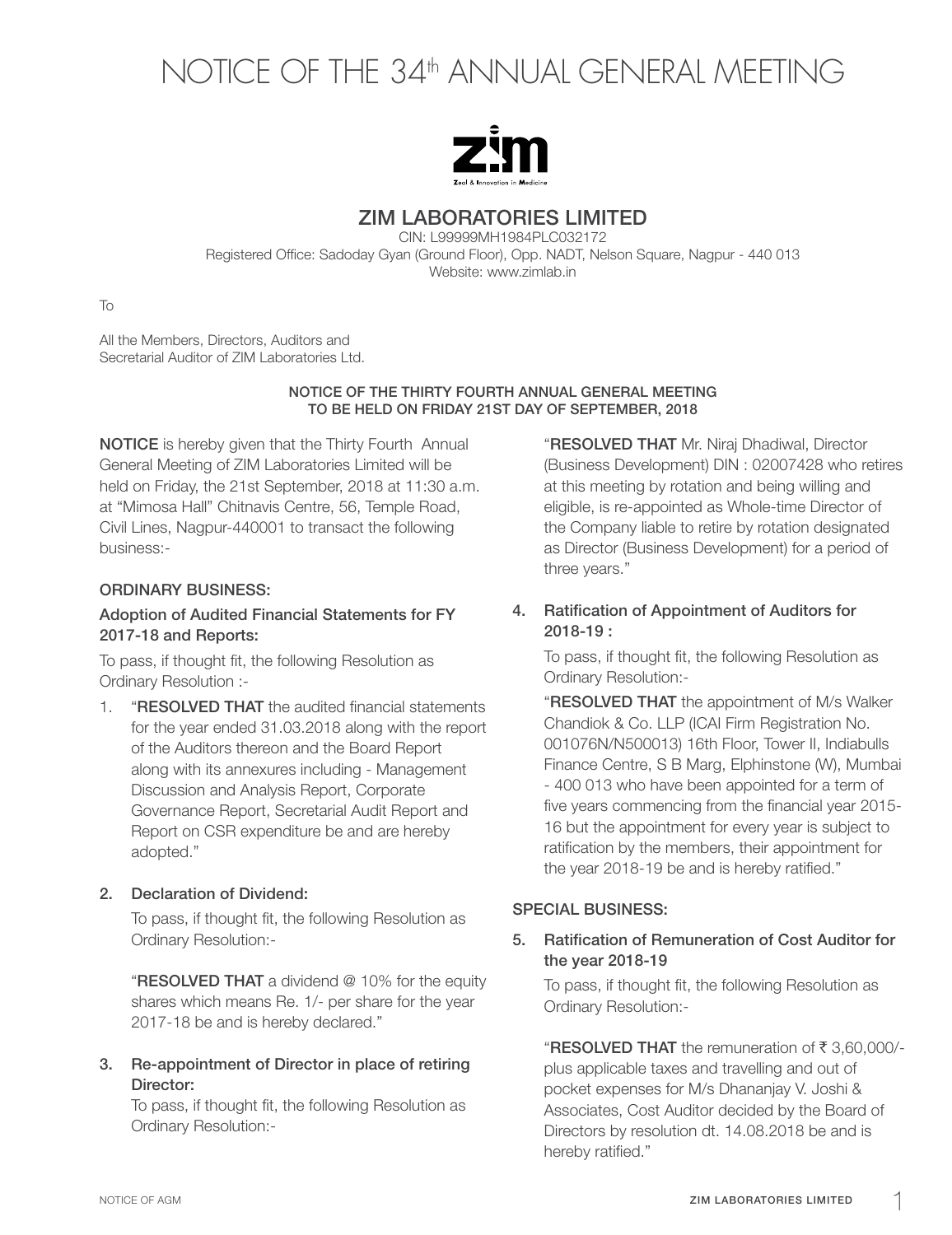# NOTICE OF THE 34th ANNUAL GENERAL MEETING

## ZIM LABORATORIES LIMITED

CIN: L99999MH1984PLC032172

Registered Office: Sadoday Gyan (Ground Floor), Opp. NADT, Nelson Square, Nagpur - 440 013

Website: www.zimlab.in

To

All the Members, Directors, Auditors and Secretarial Auditor of ZIM Laboratories Ltd.

### NOTICE OF THE THIRTY FOURTH ANNUAL GENERAL MEETING TO BE HELD ON FRIDAY 21ST DAY OF SEPTEMBER, 2018

**NOTICE** is hereby given that the Thirty Fourth Annual General Meeting of ZIM Laboratories Limited will be held on Friday, the 21st September, 2018 at 11:30 a.m. at "Mimosa Hall" Chitnavis Centre, 56, Temple Road, Civil Lines, Nagpur-440001 to transact the following business:-

### ORDINARY BUSINESS:

#### Adoption of Audited Financial Statements for FY 2017-18 and Reports:

To pass, if thought fit, the following Resolution as Ordinary Resolution :-

1. "**RESOLVED THAT** the audited financial statements for the year ended 31.03.2018 along with the report of the Auditors thereon and the Board Report along with its annexures including - Management Discussion and Analysis Report, Corporate Governance Report, Secretarial Audit Report and Report on CSR expenditure be and are hereby adopted."

2. **Declaration of Dividend:**

   To pass, if thought fit, the following Resolution as Ordinary Resolution:-

   "**RESOLVED THAT** a dividend @ 10% for the equity shares which means Re. 1/- per share for the year 2017-18 be and is hereby declared."

3. **Re-appointment of Director in place of retiring Director:**

   To pass, if thought fit, the following Resolution as Ordinary Resolution:-

   "**RESOLVED THAT** Mr. Niraj Dhadiwal, Director (Business Development) DIN : 02007428 who retires at this meeting by rotation and being willing and eligible, is re-appointed as Whole-time Director of the Company liable to retire by rotation designated as Director (Business Development) for a period of three years."

4. **Ratification of Appointment of Auditors for 2018-19 :**

   To pass, if thought fit, the following Resolution as Ordinary Resolution:-

   "**RESOLVED THAT** the appointment of M/s Walker Chandiok & Co. LLP (ICAI Firm Registration No. 001076N/N500013) 16th Floor, Tower II, Indiabulls Finance Centre, S B Marg, Elphinstone (W), Mumbai - 400 013 who have been appointed for a term of five years commencing from the financial year 2015-16 but the appointment for every year is subject to ratification by the members, their appointment for the year 2018-19 be and is hereby ratified."

### SPECIAL BUSINESS:

5. **Ratification of Remuneration of Cost Auditor for the year 2018-19**

   To pass, if thought fit, the following Resolution as Ordinary Resolution:-

   "**RESOLVED THAT** the remuneration of ₹ 3,60,000/- plus applicable taxes and travelling and out of pocket expenses for M/s Dhananjay V. Joshi & Associates, Cost Auditor decided by the Board of Directors by resolution dt. 14.08.2018 be and is hereby ratified."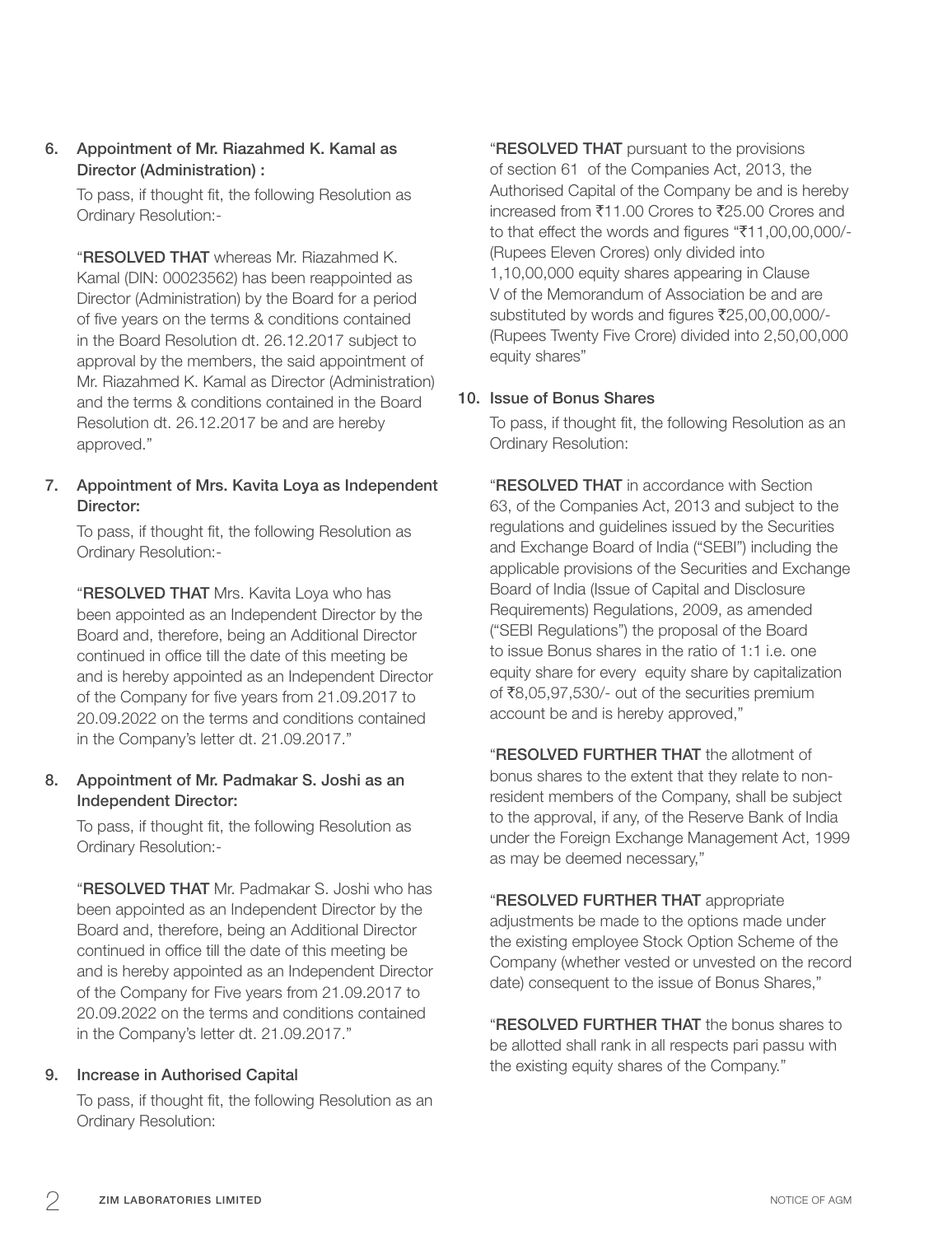6. **Appointment of Mr. Riazahmed K. Kamal as Director (Administration) :**

   To pass, if thought fit, the following Resolution as Ordinary Resolution:-

   "**RESOLVED THAT** whereas Mr. Riazahmed K. Kamal (DIN: 00023562) has been reappointed as Director (Administration) by the Board for a period of five years on the terms & conditions contained in the Board Resolution dt. 26.12.2017 subject to approval by the members, the said appointment of Mr. Riazahmed K. Kamal as Director (Administration) and the terms & conditions contained in the Board Resolution dt. 26.12.2017 be and are hereby approved."

7. **Appointment of Mrs. Kavita Loya as Independent Director:**

   To pass, if thought fit, the following Resolution as Ordinary Resolution:-

   "**RESOLVED THAT** Mrs. Kavita Loya who has been appointed as an Independent Director by the Board and, therefore, being an Additional Director continued in office till the date of this meeting be and is hereby appointed as an Independent Director of the Company for five years from 21.09.2017 to 20.09.2022 on the terms and conditions contained in the Company's letter dt. 21.09.2017."

8. **Appointment of Mr. Padmakar S. Joshi as an Independent Director:**

   To pass, if thought fit, the following Resolution as Ordinary Resolution:-

   "**RESOLVED THAT** Mr. Padmakar S. Joshi who has been appointed as an Independent Director by the Board and, therefore, being an Additional Director continued in office till the date of this meeting be and is hereby appointed as an Independent Director of the Company for Five years from 21.09.2017 to 20.09.2022 on the terms and conditions contained in the Company's letter dt. 21.09.2017."

9. **Increase in Authorised Capital**

   To pass, if thought fit, the following Resolution as an Ordinary Resolution:

   "**RESOLVED THAT** pursuant to the provisions of section 61 of the Companies Act, 2013, the Authorised Capital of the Company be and is hereby increased from ₹11.00 Crores to ₹25.00 Crores and to that effect the words and figures "₹11,00,00,000/- (Rupees Eleven Crores) only divided into 1,10,00,000 equity shares appearing in Clause V of the Memorandum of Association be and are substituted by words and figures ₹25,00,00,000/- (Rupees Twenty Five Crore) divided into 2,50,00,000 equity shares"

10. **Issue of Bonus Shares**

    To pass, if thought fit, the following Resolution as an Ordinary Resolution:

    "**RESOLVED THAT** in accordance with Section 63, of the Companies Act, 2013 and subject to the regulations and guidelines issued by the Securities and Exchange Board of India ("SEBI") including the applicable provisions of the Securities and Exchange Board of India (Issue of Capital and Disclosure Requirements) Regulations, 2009, as amended ("SEBI Regulations") the proposal of the Board to issue Bonus shares in the ratio of 1:1 i.e. one equity share for every equity share by capitalization of ₹8,05,97,530/- out of the securities premium account be and is hereby approved,"

    "**RESOLVED FURTHER THAT** the allotment of bonus shares to the extent that they relate to non-resident members of the Company, shall be subject to the approval, if any, of the Reserve Bank of India under the Foreign Exchange Management Act, 1999 as may be deemed necessary,"

    "**RESOLVED FURTHER THAT** appropriate adjustments be made to the options made under the existing employee Stock Option Scheme of the Company (whether vested or unvested on the record date) consequent to the issue of Bonus Shares,"

    "**RESOLVED FURTHER THAT** the bonus shares to be allotted shall rank in all respects pari passu with the existing equity shares of the Company."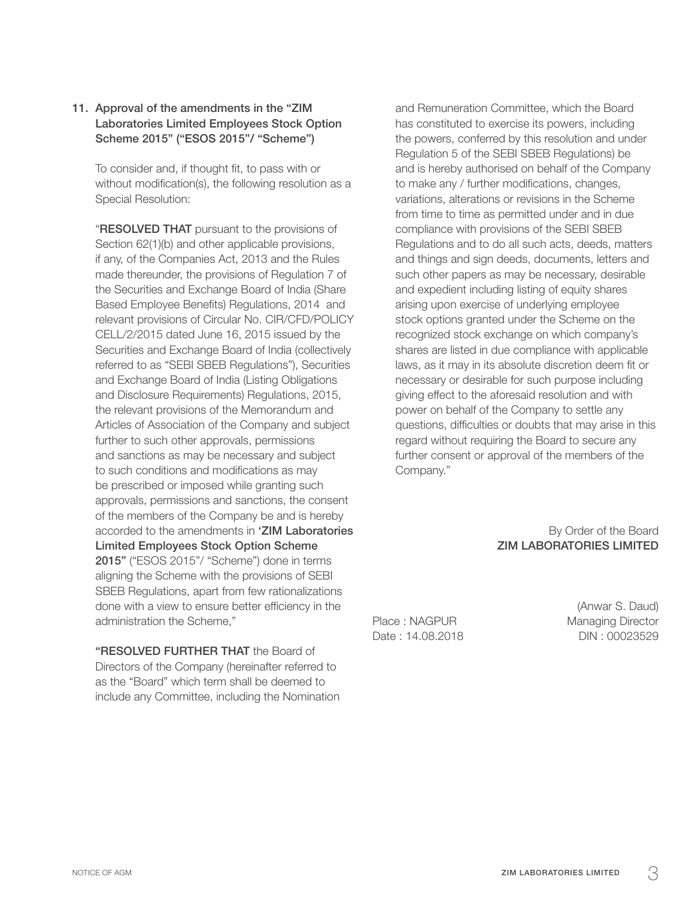**11. Approval of the amendments in the "ZIM Laboratories Limited Employees Stock Option Scheme 2015" ("ESOS 2015"/ "Scheme")**

To consider and, if thought fit, to pass with or without modification(s), the following resolution as a Special Resolution:

"**RESOLVED THAT** pursuant to the provisions of Section 62(1)(b) and other applicable provisions, if any, of the Companies Act, 2013 and the Rules made thereunder, the provisions of Regulation 7 of the Securities and Exchange Board of India (Share Based Employee Benefits) Regulations, 2014 and relevant provisions of Circular No. CIR/CFD/POLICY CELL/2/2015 dated June 16, 2015 issued by the Securities and Exchange Board of India (collectively referred to as "SEBI SBEB Regulations"), Securities and Exchange Board of India (Listing Obligations and Disclosure Requirements) Regulations, 2015, the relevant provisions of the Memorandum and Articles of Association of the Company and subject further to such other approvals, permissions and sanctions as may be necessary and subject to such conditions and modifications as may be prescribed or imposed while granting such approvals, permissions and sanctions, the consent of the members of the Company be and is hereby accorded to the amendments in **'ZIM Laboratories Limited Employees Stock Option Scheme 2015"** ("ESOS 2015"/ "Scheme") done in terms aligning the Scheme with the provisions of SEBI SBEB Regulations, apart from few rationalizations done with a view to ensure better efficiency in the administration the Scheme,"

**"RESOLVED FURTHER THAT** the Board of Directors of the Company (hereinafter referred to as the "Board" which term shall be deemed to include any Committee, including the Nomination and Remuneration Committee, which the Board has constituted to exercise its powers, including the powers, conferred by this resolution and under Regulation 5 of the SEBI SBEB Regulations) be and is hereby authorised on behalf of the Company to make any / further modifications, changes, variations, alterations or revisions in the Scheme from time to time as permitted under and in due compliance with provisions of the SEBI SBEB Regulations and to do all such acts, deeds, matters and things and sign deeds, documents, letters and such other papers as may be necessary, desirable and expedient including listing of equity shares arising upon exercise of underlying employee stock options granted under the Scheme on the recognized stock exchange on which company's shares are listed in due compliance with applicable laws, as it may in its absolute discretion deem fit or necessary or desirable for such purpose including giving effect to the aforesaid resolution and with power on behalf of the Company to settle any questions, difficulties or doubts that may arise in this regard without requiring the Board to secure any further consent or approval of the members of the Company."

By Order of the Board
**ZIM LABORATORIES LIMITED**

(Anwar S. Daud)
Managing Director
DIN : 00023529

Place : NAGPUR
Date : 14.08.2018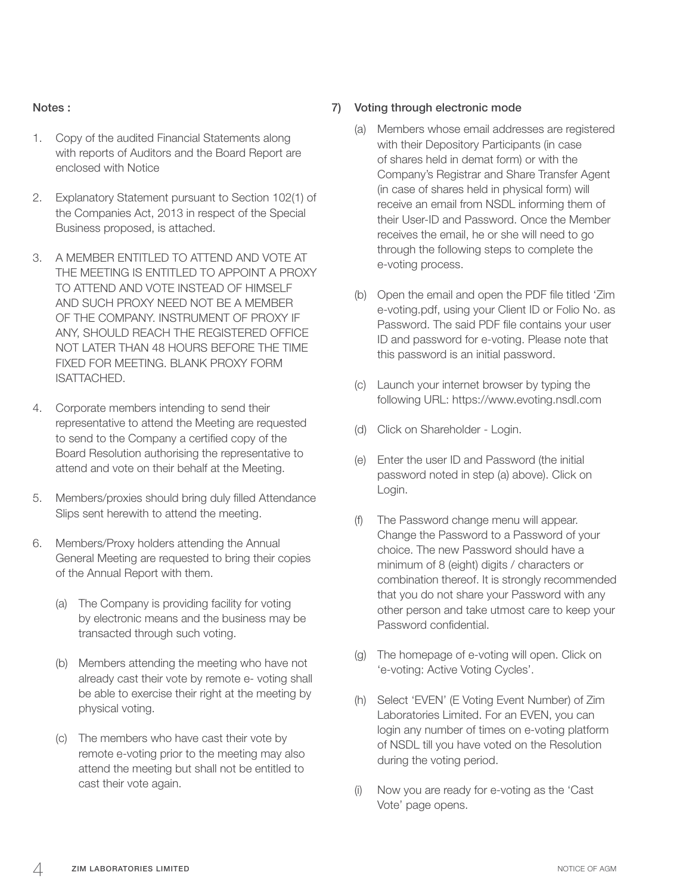Notes :

1. Copy of the audited Financial Statements along with reports of Auditors and the Board Report are enclosed with Notice

2. Explanatory Statement pursuant to Section 102(1) of the Companies Act, 2013 in respect of the Special Business proposed, is attached.

3. A MEMBER ENTITLED TO ATTEND AND VOTE AT THE MEETING IS ENTITLED TO APPOINT A PROXY TO ATTEND AND VOTE INSTEAD OF HIMSELF AND SUCH PROXY NEED NOT BE A MEMBER OF THE COMPANY. INSTRUMENT OF PROXY IF ANY, SHOULD REACH THE REGISTERED OFFICE NOT LATER THAN 48 HOURS BEFORE THE TIME FIXED FOR MEETING. BLANK PROXY FORM ISATTACHED.

4. Corporate members intending to send their representative to attend the Meeting are requested to send to the Company a certified copy of the Board Resolution authorising the representative to attend and vote on their behalf at the Meeting.

5. Members/proxies should bring duly filled Attendance Slips sent herewith to attend the meeting.

6. Members/Proxy holders attending the Annual General Meeting are requested to bring their copies of the Annual Report with them.

   (a) The Company is providing facility for voting by electronic means and the business may be transacted through such voting.

   (b) Members attending the meeting who have not already cast their vote by remote e- voting shall be able to exercise their right at the meeting by physical voting.

   (c) The members who have cast their vote by remote e-voting prior to the meeting may also attend the meeting but shall not be entitled to cast their vote again.

7) Voting through electronic mode

   (a) Members whose email addresses are registered with their Depository Participants (in case of shares held in demat form) or with the Company's Registrar and Share Transfer Agent (in case of shares held in physical form) will receive an email from NSDL informing them of their User-ID and Password. Once the Member receives the email, he or she will need to go through the following steps to complete the e-voting process.

   (b) Open the email and open the PDF file titled 'Zim e-voting.pdf, using your Client ID or Folio No. as Password. The said PDF file contains your user ID and password for e-voting. Please note that this password is an initial password.

   (c) Launch your internet browser by typing the following URL: https://www.evoting.nsdl.com

   (d) Click on Shareholder - Login.

   (e) Enter the user ID and Password (the initial password noted in step (a) above). Click on Login.

   (f) The Password change menu will appear. Change the Password to a Password of your choice. The new Password should have a minimum of 8 (eight) digits / characters or combination thereof. It is strongly recommended that you do not share your Password with any other person and take utmost care to keep your Password confidential.

   (g) The homepage of e-voting will open. Click on 'e-voting: Active Voting Cycles'.

   (h) Select 'EVEN' (E Voting Event Number) of Zim Laboratories Limited. For an EVEN, you can login any number of times on e-voting platform of NSDL till you have voted on the Resolution during the voting period.

   (i) Now you are ready for e-voting as the 'Cast Vote' page opens.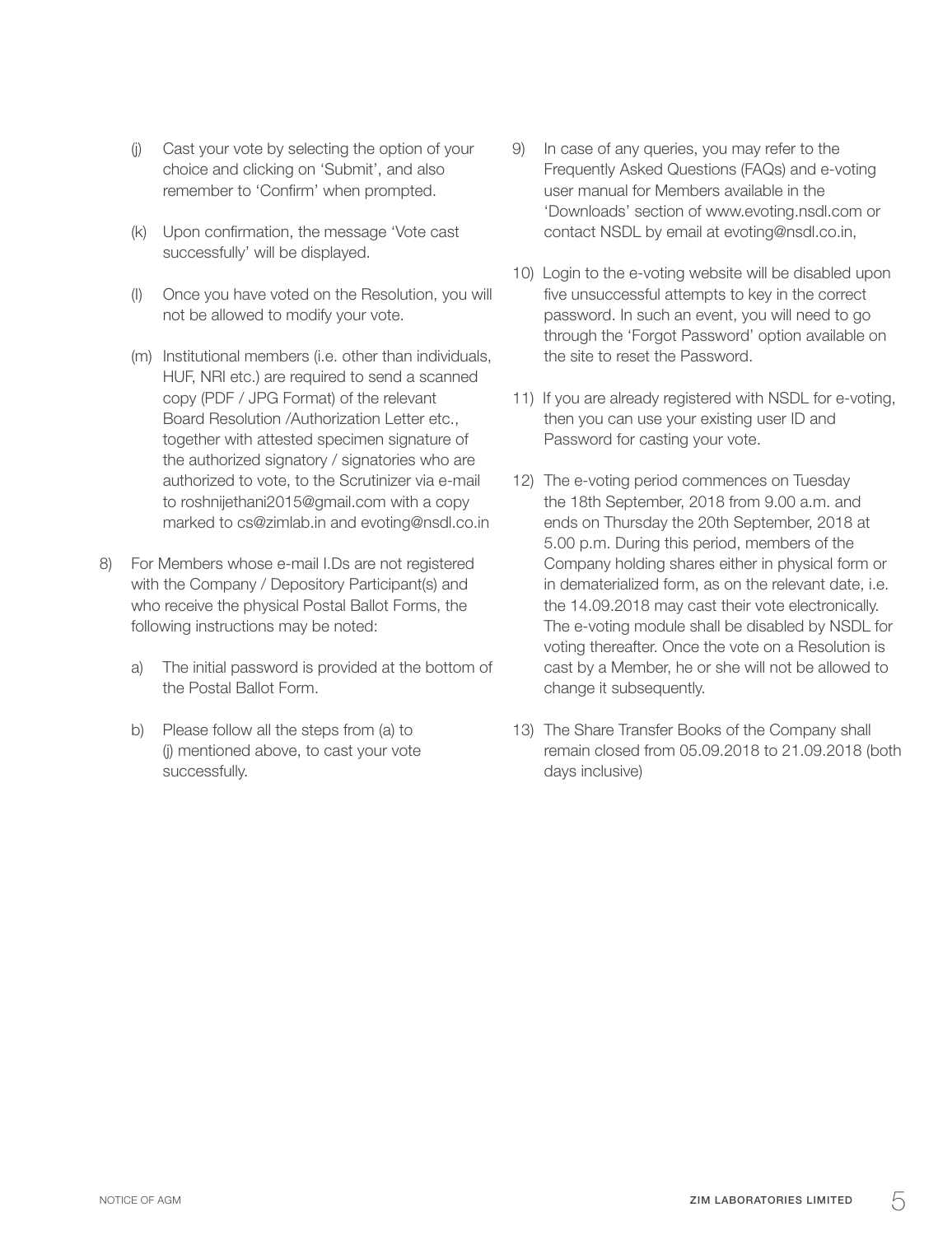(j) Cast your vote by selecting the option of your choice and clicking on 'Submit', and also remember to 'Confirm' when prompted.

(k) Upon confirmation, the message 'Vote cast successfully' will be displayed.

(l) Once you have voted on the Resolution, you will not be allowed to modify your vote.

(m) Institutional members (i.e. other than individuals, HUF, NRI etc.) are required to send a scanned copy (PDF / JPG Format) of the relevant Board Resolution /Authorization Letter etc., together with attested specimen signature of the authorized signatory / signatories who are authorized to vote, to the Scrutinizer via e-mail to roshnijethani2015@gmail.com with a copy marked to cs@zimlab.in and evoting@nsdl.co.in

8) For Members whose e-mail I.Ds are not registered with the Company / Depository Participant(s) and who receive the physical Postal Ballot Forms, the following instructions may be noted:

   a) The initial password is provided at the bottom of the Postal Ballot Form.

   b) Please follow all the steps from (a) to (j) mentioned above, to cast your vote successfully.

9) In case of any queries, you may refer to the Frequently Asked Questions (FAQs) and e-voting user manual for Members available in the 'Downloads' section of www.evoting.nsdl.com or contact NSDL by email at evoting@nsdl.co.in,

10) Login to the e-voting website will be disabled upon five unsuccessful attempts to key in the correct password. In such an event, you will need to go through the 'Forgot Password' option available on the site to reset the Password.

11) If you are already registered with NSDL for e-voting, then you can use your existing user ID and Password for casting your vote.

12) The e-voting period commences on Tuesday the 18th September, 2018 from 9.00 a.m. and ends on Thursday the 20th September, 2018 at 5.00 p.m. During this period, members of the Company holding shares either in physical form or in dematerialized form, as on the relevant date, i.e. the 14.09.2018 may cast their vote electronically. The e-voting module shall be disabled by NSDL for voting thereafter. Once the vote on a Resolution is cast by a Member, he or she will not be allowed to change it subsequently.

13) The Share Transfer Books of the Company shall remain closed from 05.09.2018 to 21.09.2018 (both days inclusive)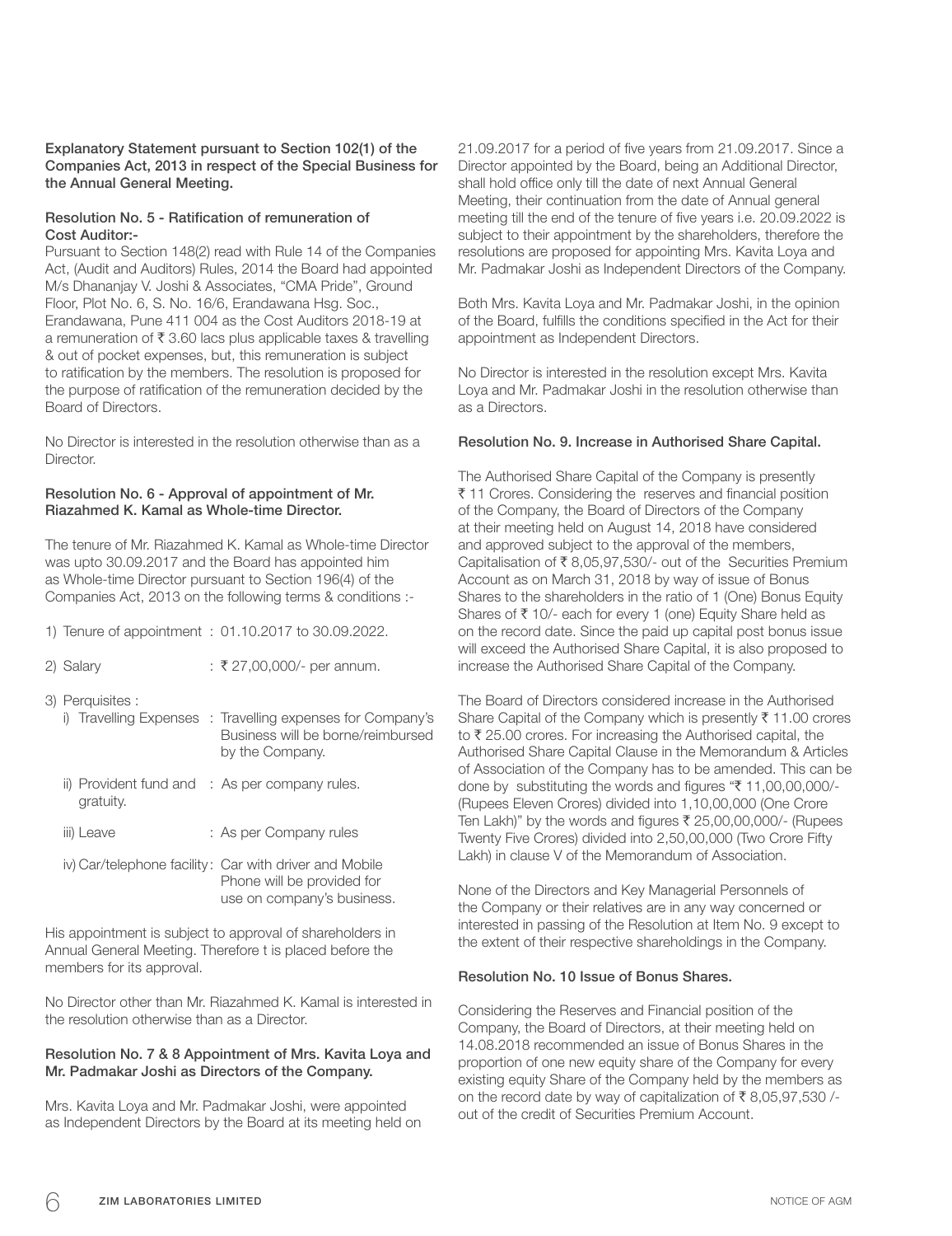**Explanatory Statement pursuant to Section 102(1) of the Companies Act, 2013 in respect of the Special Business for the Annual General Meeting.**

**Resolution No. 5 - Ratification of remuneration of Cost Auditor:-**

Pursuant to Section 148(2) read with Rule 14 of the Companies Act, (Audit and Auditors) Rules, 2014 the Board had appointed M/s Dhananjay V. Joshi & Associates, "CMA Pride", Ground Floor, Plot No. 6, S. No. 16/6, Erandawana Hsg. Soc., Erandawana, Pune 411 004 as the Cost Auditors 2018-19 at a remuneration of ₹ 3.60 lacs plus applicable taxes & travelling & out of pocket expenses, but, this remuneration is subject to ratification by the members. The resolution is proposed for the purpose of ratification of the remuneration decided by the Board of Directors.

No Director is interested in the resolution otherwise than as a Director.

**Resolution No. 6 - Approval of appointment of Mr. Riazahmed K. Kamal as Whole-time Director.**

The tenure of Mr. Riazahmed K. Kamal as Whole-time Director was upto 30.09.2017 and the Board has appointed him as Whole-time Director pursuant to Section 196(4) of the Companies Act, 2013 on the following terms & conditions :-

1) Tenure of appointment : 01.10.2017 to 30.09.2022.

2) Salary : ₹ 27,00,000/- per annum.

3) Perquisites :

   i) Travelling Expenses : Travelling expenses for Company's Business will be borne/reimbursed by the Company.

   ii) Provident fund and gratuity. : As per company rules.

   iii) Leave : As per Company rules

   iv) Car/telephone facility : Car with driver and Mobile Phone will be provided for use on company's business.

His appointment is subject to approval of shareholders in Annual General Meeting. Therefore t is placed before the members for its approval.

No Director other than Mr. Riazahmed K. Kamal is interested in the resolution otherwise than as a Director.

**Resolution No. 7 & 8 Appointment of Mrs. Kavita Loya and Mr. Padmakar Joshi as Directors of the Company.**

Mrs. Kavita Loya and Mr. Padmakar Joshi, were appointed as Independent Directors by the Board at its meeting held on 21.09.2017 for a period of five years from 21.09.2017. Since a Director appointed by the Board, being an Additional Director, shall hold office only till the date of next Annual General Meeting, their continuation from the date of Annual general meeting till the end of the tenure of five years i.e. 20.09.2022 is subject to their appointment by the shareholders, therefore the resolutions are proposed for appointing Mrs. Kavita Loya and Mr. Padmakar Joshi as Independent Directors of the Company.

Both Mrs. Kavita Loya and Mr. Padmakar Joshi, in the opinion of the Board, fulfills the conditions specified in the Act for their appointment as Independent Directors.

No Director is interested in the resolution except Mrs. Kavita Loya and Mr. Padmakar Joshi in the resolution otherwise than as a Directors.

**Resolution No. 9. Increase in Authorised Share Capital.**

The Authorised Share Capital of the Company is presently ₹ 11 Crores. Considering the reserves and financial position of the Company, the Board of Directors of the Company at their meeting held on August 14, 2018 have considered and approved subject to the approval of the members, Capitalisation of ₹ 8,05,97,530/- out of the Securities Premium Account as on March 31, 2018 by way of issue of Bonus Shares to the shareholders in the ratio of 1 (One) Bonus Equity Shares of ₹ 10/- each for every 1 (one) Equity Share held as on the record date. Since the paid up capital post bonus issue will exceed the Authorised Share Capital, it is also proposed to increase the Authorised Share Capital of the Company.

The Board of Directors considered increase in the Authorised Share Capital of the Company which is presently ₹ 11.00 crores to ₹ 25.00 crores. For increasing the Authorised capital, the Authorised Share Capital Clause in the Memorandum & Articles of Association of the Company has to be amended. This can be done by substituting the words and figures "₹ 11,00,00,000/- (Rupees Eleven Crores) divided into 1,10,00,000 (One Crore Ten Lakh)" by the words and figures ₹ 25,00,00,000/- (Rupees Twenty Five Crores) divided into 2,50,00,000 (Two Crore Fifty Lakh) in clause V of the Memorandum of Association.

None of the Directors and Key Managerial Personnels of the Company or their relatives are in any way concerned or interested in passing of the Resolution at Item No. 9 except to the extent of their respective shareholdings in the Company.

**Resolution No. 10 Issue of Bonus Shares.**

Considering the Reserves and Financial position of the Company, the Board of Directors, at their meeting held on 14.08.2018 recommended an issue of Bonus Shares in the proportion of one new equity share of the Company for every existing equity Share of the Company held by the members as on the record date by way of capitalization of ₹ 8,05,97,530 /- out of the credit of Securities Premium Account.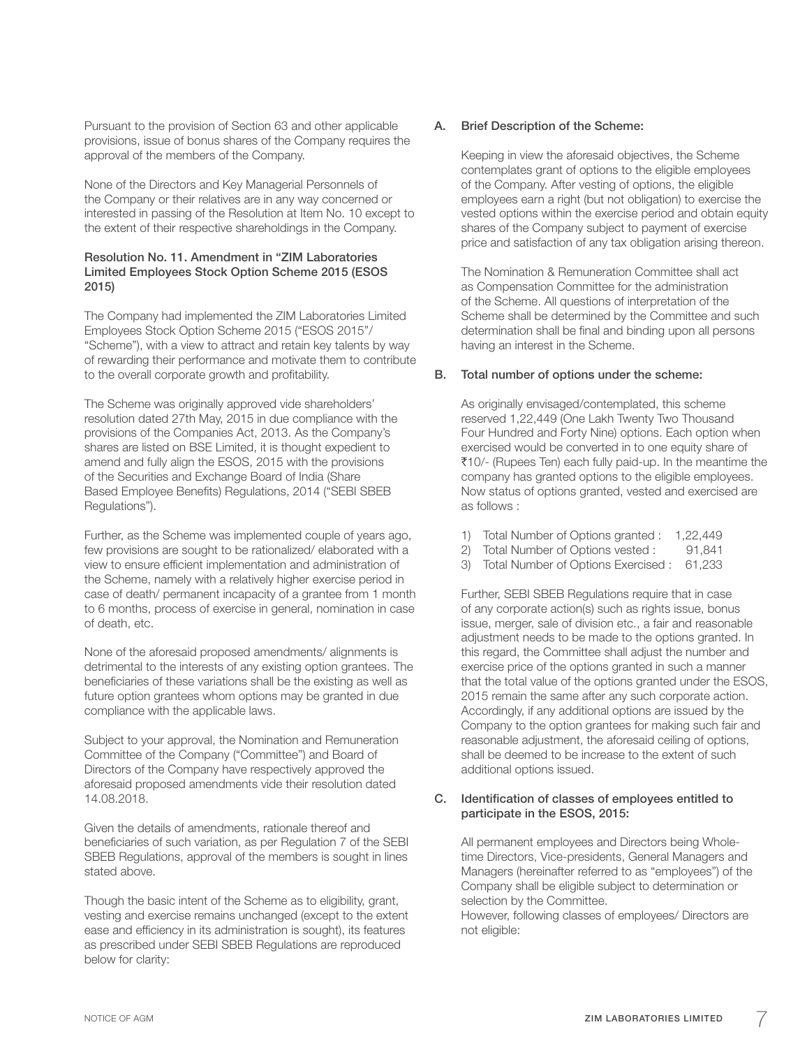Pursuant to the provision of Section 63 and other applicable provisions, issue of bonus shares of the Company requires the approval of the members of the Company.

None of the Directors and Key Managerial Personnels of the Company or their relatives are in any way concerned or interested in passing of the Resolution at Item No. 10 except to the extent of their respective shareholdings in the Company.

**Resolution No. 11. Amendment in "ZIM Laboratories Limited Employees Stock Option Scheme 2015 (ESOS 2015)**

The Company had implemented the ZIM Laboratories Limited Employees Stock Option Scheme 2015 ("ESOS 2015"/ "Scheme"), with a view to attract and retain key talents by way of rewarding their performance and motivate them to contribute to the overall corporate growth and profitability.

The Scheme was originally approved vide shareholders' resolution dated 27th May, 2015 in due compliance with the provisions of the Companies Act, 2013. As the Company's shares are listed on BSE Limited, it is thought expedient to amend and fully align the ESOS, 2015 with the provisions of the Securities and Exchange Board of India (Share Based Employee Benefits) Regulations, 2014 ("SEBI SBEB Regulations").

Further, as the Scheme was implemented couple of years ago, few provisions are sought to be rationalized/ elaborated with a view to ensure efficient implementation and administration of the Scheme, namely with a relatively higher exercise period in case of death/ permanent incapacity of a grantee from 1 month to 6 months, process of exercise in general, nomination in case of death, etc.

None of the aforesaid proposed amendments/ alignments is detrimental to the interests of any existing option grantees. The beneficiaries of these variations shall be the existing as well as future option grantees whom options may be granted in due compliance with the applicable laws.

Subject to your approval, the Nomination and Remuneration Committee of the Company ("Committee") and Board of Directors of the Company have respectively approved the aforesaid proposed amendments vide their resolution dated 14.08.2018.

Given the details of amendments, rationale thereof and beneficiaries of such variation, as per Regulation 7 of the SEBI SBEB Regulations, approval of the members is sought in lines stated above.

Though the basic intent of the Scheme as to eligibility, grant, vesting and exercise remains unchanged (except to the extent ease and efficiency in its administration is sought), its features as prescribed under SEBI SBEB Regulations are reproduced below for clarity:

**A. Brief Description of the Scheme:**

Keeping in view the aforesaid objectives, the Scheme contemplates grant of options to the eligible employees of the Company. After vesting of options, the eligible employees earn a right (but not obligation) to exercise the vested options within the exercise period and obtain equity shares of the Company subject to payment of exercise price and satisfaction of any tax obligation arising thereon.

The Nomination & Remuneration Committee shall act as Compensation Committee for the administration of the Scheme. All questions of interpretation of the Scheme shall be determined by the Committee and such determination shall be final and binding upon all persons having an interest in the Scheme.

**B. Total number of options under the scheme:**

As originally envisaged/contemplated, this scheme reserved 1,22,449 (One Lakh Twenty Two Thousand Four Hundred and Forty Nine) options. Each option when exercised would be converted in to one equity share of ₹10/- (Rupees Ten) each fully paid-up. In the meantime the company has granted options to the eligible employees. Now status of options granted, vested and exercised are as follows :

1) Total Number of Options granted : 1,22,449
2) Total Number of Options vested : 91,841
3) Total Number of Options Exercised : 61,233

Further, SEBI SBEB Regulations require that in case of any corporate action(s) such as rights issue, bonus issue, merger, sale of division etc., a fair and reasonable adjustment needs to be made to the options granted. In this regard, the Committee shall adjust the number and exercise price of the options granted in such a manner that the total value of the options granted under the ESOS, 2015 remain the same after any such corporate action. Accordingly, if any additional options are issued by the Company to the option grantees for making such fair and reasonable adjustment, the aforesaid ceiling of options, shall be deemed to be increase to the extent of such additional options issued.

**C. Identification of classes of employees entitled to participate in the ESOS, 2015:**

All permanent employees and Directors being Whole-time Directors, Vice-presidents, General Managers and Managers (hereinafter referred to as "employees") of the Company shall be eligible subject to determination or selection by the Committee.
However, following classes of employees/ Directors are not eligible: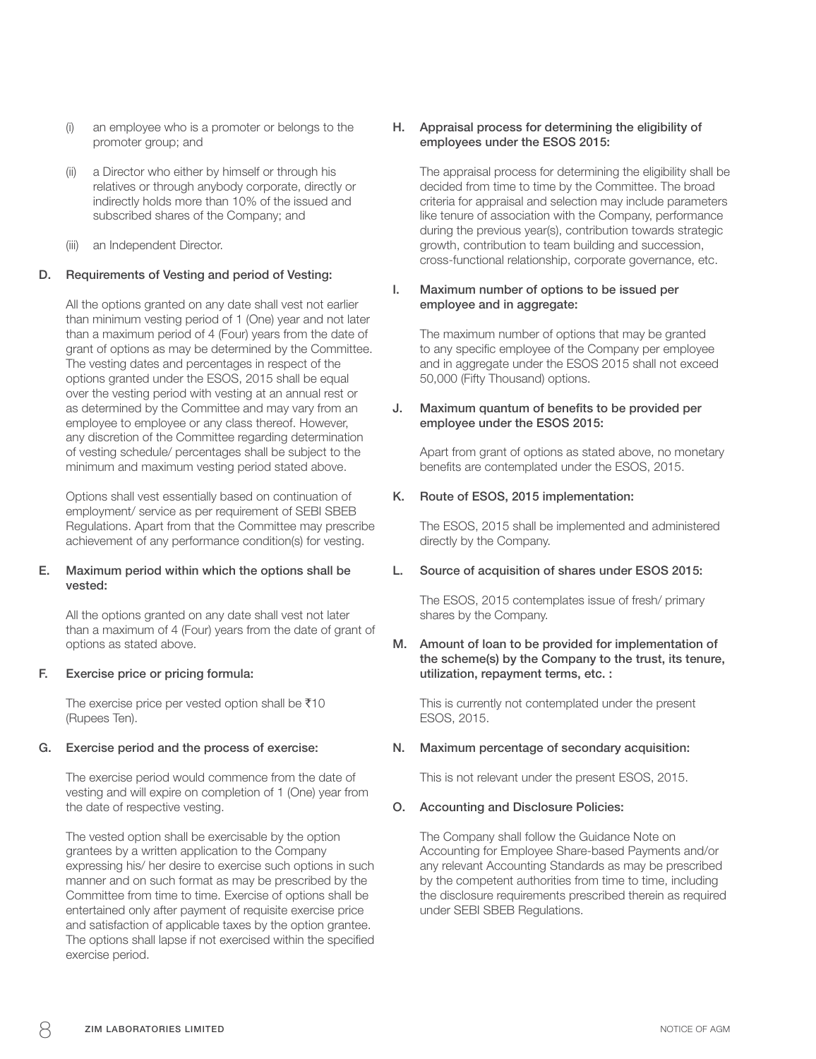(i) an employee who is a promoter or belongs to the promoter group; and

(ii) a Director who either by himself or through his relatives or through anybody corporate, directly or indirectly holds more than 10% of the issued and subscribed shares of the Company; and

(iii) an Independent Director.

**D. Requirements of Vesting and period of Vesting:**

All the options granted on any date shall vest not earlier than minimum vesting period of 1 (One) year and not later than a maximum period of 4 (Four) years from the date of grant of options as may be determined by the Committee. The vesting dates and percentages in respect of the options granted under the ESOS, 2015 shall be equal over the vesting period with vesting at an annual rest or as determined by the Committee and may vary from an employee to employee or any class thereof. However, any discretion of the Committee regarding determination of vesting schedule/ percentages shall be subject to the minimum and maximum vesting period stated above.

Options shall vest essentially based on continuation of employment/ service as per requirement of SEBI SBEB Regulations. Apart from that the Committee may prescribe achievement of any performance condition(s) for vesting.

**E. Maximum period within which the options shall be vested:**

All the options granted on any date shall vest not later than a maximum of 4 (Four) years from the date of grant of options as stated above.

**F. Exercise price or pricing formula:**

The exercise price per vested option shall be ₹10 (Rupees Ten).

**G. Exercise period and the process of exercise:**

The exercise period would commence from the date of vesting and will expire on completion of 1 (One) year from the date of respective vesting.

The vested option shall be exercisable by the option grantees by a written application to the Company expressing his/ her desire to exercise such options in such manner and on such format as may be prescribed by the Committee from time to time. Exercise of options shall be entertained only after payment of requisite exercise price and satisfaction of applicable taxes by the option grantee. The options shall lapse if not exercised within the specified exercise period.

**H. Appraisal process for determining the eligibility of employees under the ESOS 2015:**

The appraisal process for determining the eligibility shall be decided from time to time by the Committee. The broad criteria for appraisal and selection may include parameters like tenure of association with the Company, performance during the previous year(s), contribution towards strategic growth, contribution to team building and succession, cross-functional relationship, corporate governance, etc.

**I. Maximum number of options to be issued per employee and in aggregate:**

The maximum number of options that may be granted to any specific employee of the Company per employee and in aggregate under the ESOS 2015 shall not exceed 50,000 (Fifty Thousand) options.

**J. Maximum quantum of benefits to be provided per employee under the ESOS 2015:**

Apart from grant of options as stated above, no monetary benefits are contemplated under the ESOS, 2015.

**K. Route of ESOS, 2015 implementation:**

The ESOS, 2015 shall be implemented and administered directly by the Company.

**L. Source of acquisition of shares under ESOS 2015:**

The ESOS, 2015 contemplates issue of fresh/ primary shares by the Company.

**M. Amount of loan to be provided for implementation of the scheme(s) by the Company to the trust, its tenure, utilization, repayment terms, etc. :**

This is currently not contemplated under the present ESOS, 2015.

**N. Maximum percentage of secondary acquisition:**

This is not relevant under the present ESOS, 2015.

**O. Accounting and Disclosure Policies:**

The Company shall follow the Guidance Note on Accounting for Employee Share-based Payments and/or any relevant Accounting Standards as may be prescribed by the competent authorities from time to time, including the disclosure requirements prescribed therein as required under SEBI SBEB Regulations.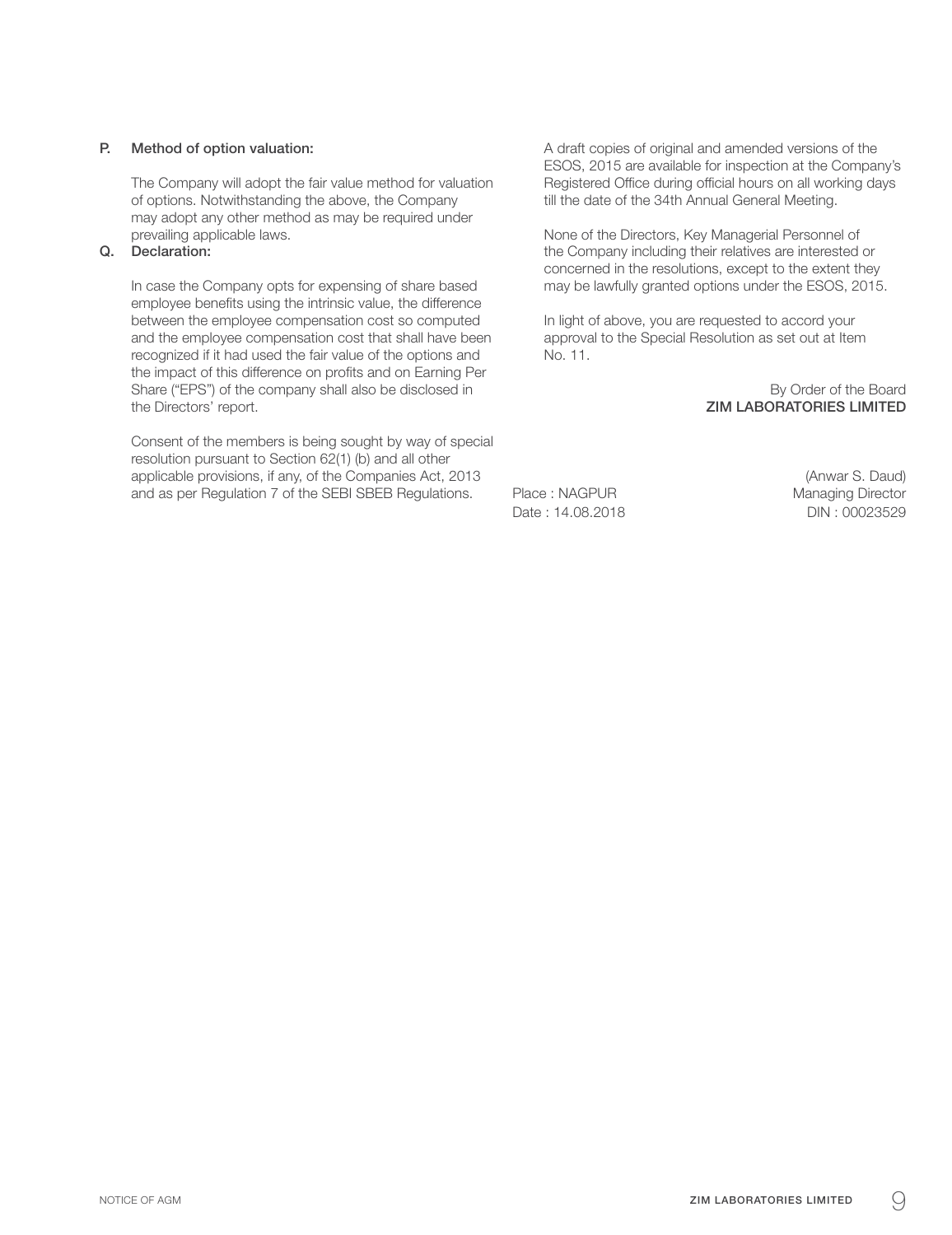**P. Method of option valuation:**

The Company will adopt the fair value method for valuation of options. Notwithstanding the above, the Company may adopt any other method as may be required under prevailing applicable laws.

**Q. Declaration:**

In case the Company opts for expensing of share based employee benefits using the intrinsic value, the difference between the employee compensation cost so computed and the employee compensation cost that shall have been recognized if it had used the fair value of the options and the impact of this difference on profits and on Earning Per Share ("EPS") of the company shall also be disclosed in the Directors' report.

Consent of the members is being sought by way of special resolution pursuant to Section 62(1) (b) and all other applicable provisions, if any, of the Companies Act, 2013 and as per Regulation 7 of the SEBI SBEB Regulations.

A draft copies of original and amended versions of the ESOS, 2015 are available for inspection at the Company's Registered Office during official hours on all working days till the date of the 34th Annual General Meeting.

None of the Directors, Key Managerial Personnel of the Company including their relatives are interested or concerned in the resolutions, except to the extent they may be lawfully granted options under the ESOS, 2015.

In light of above, you are requested to accord your approval to the Special Resolution as set out at Item No. 11.

By Order of the Board
**ZIM LABORATORIES LIMITED**

(Anwar S. Daud)
Managing Director
DIN : 00023529

Place : NAGPUR
Date : 14.08.2018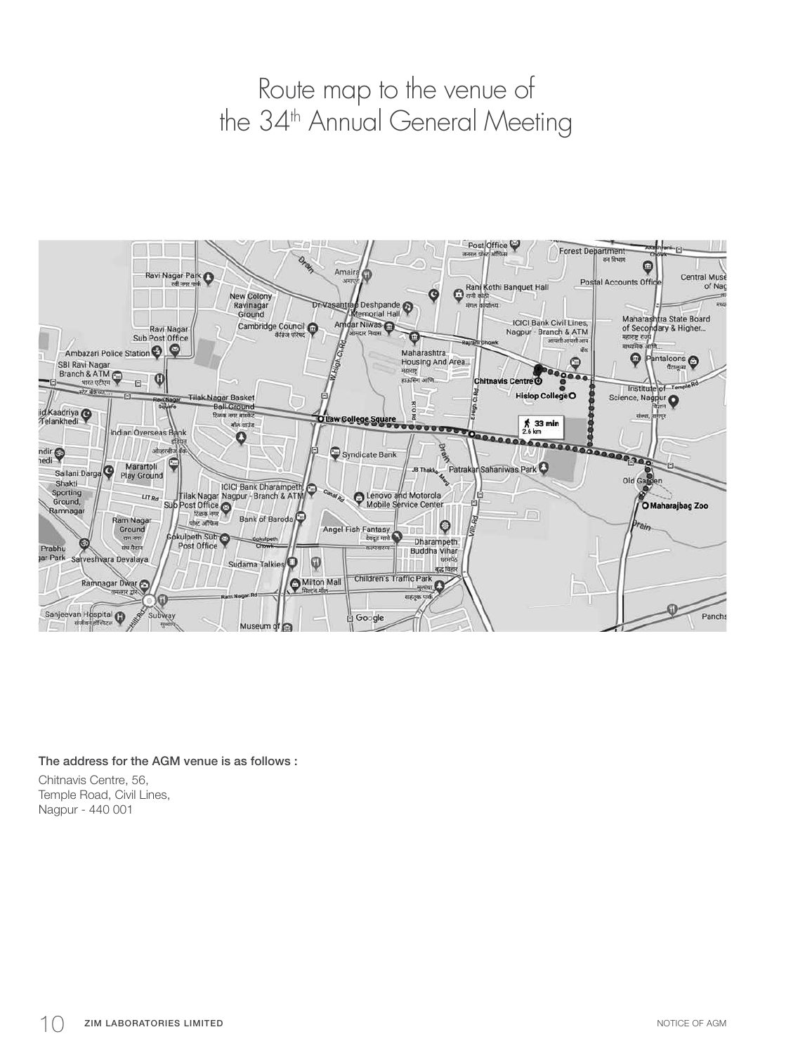# Route map to the venue of the 34th Annual General Meeting

**The address for the AGM venue is as follows :**

Chitnavis Centre, 56,
Temple Road, Civil Lines,
Nagpur - 440 001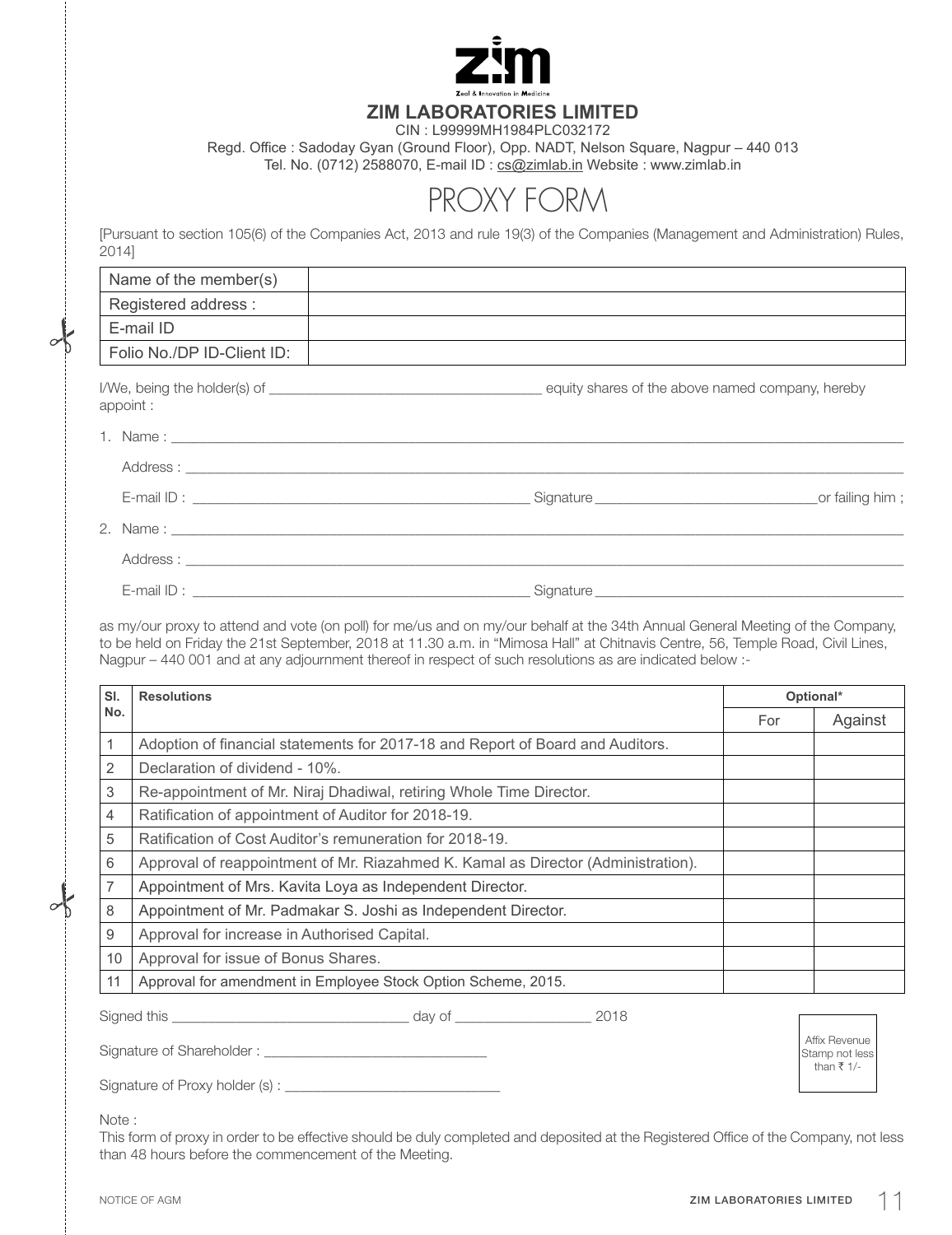zim

Zeal & Innovation in Medicine

**ZIM LABORATORIES LIMITED**

CIN : L99999MH1984PLC032172

Regd. Office : Sadoday Gyan (Ground Floor), Opp. NADT, Nelson Square, Nagpur – 440 013

Tel. No. (0712) 2588070, E-mail ID : cs@zimlab.in Website : www.zimlab.in

# PROXY FORM

[Pursuant to section 105(6) of the Companies Act, 2013 and rule 19(3) of the Companies (Management and Administration) Rules, 2014]

| | |
|---|---|
| Name of the member(s) | |
| Registered address : | |
| E-mail ID | |
| Folio No./DP ID-Client ID: | |

I/We, being the holder(s) of ____________________ equity shares of the above named company, hereby appoint :

1. Name : ________________________________________

   Address : ________________________________________

   E-mail ID : ____________________ Signature ____________________ or failing him ;

2. Name : ________________________________________

   Address : ________________________________________

   E-mail ID : ____________________ Signature ____________________

as my/our proxy to attend and vote (on poll) for me/us and on my/our behalf at the 34th Annual General Meeting of the Company, to be held on Friday the 21st September, 2018 at 11.30 a.m. in "Mimosa Hall" at Chitnavis Centre, 56, Temple Road, Civil Lines, Nagpur – 440 001 and at any adjournment thereof in respect of such resolutions as are indicated below :-

| Sl. No. | Resolutions | Optional* | |
|---|---|---|---|
| | | For | Against |
| 1 | Adoption of financial statements for 2017-18 and Report of Board and Auditors. | | |
| 2 | Declaration of dividend - 10%. | | |
| 3 | Re-appointment of Mr. Niraj Dhadiwal, retiring Whole Time Director. | | |
| 4 | Ratification of appointment of Auditor for 2018-19. | | |
| 5 | Ratification of Cost Auditor's remuneration for 2018-19. | | |
| 6 | Approval of reappointment of Mr. Riazahmed K. Kamal as Director (Administration). | | |
| 7 | Appointment of Mrs. Kavita Loya as Independent Director. | | |
| 8 | Appointment of Mr. Padmakar S. Joshi as Independent Director. | | |
| 9 | Approval for increase in Authorised Capital. | | |
| 10 | Approval for issue of Bonus Shares. | | |
| 11 | Approval for amendment in Employee Stock Option Scheme, 2015. | | |

Signed this ____________________ day of ______________ 2018

Signature of Shareholder : ____________________

Signature of Proxy holder (s) : ____________________

Affix Revenue Stamp not less than ₹ 1/-

Note :

This form of proxy in order to be effective should be duly completed and deposited at the Registered Office of the Company, not less than 48 hours before the commencement of the Meeting.